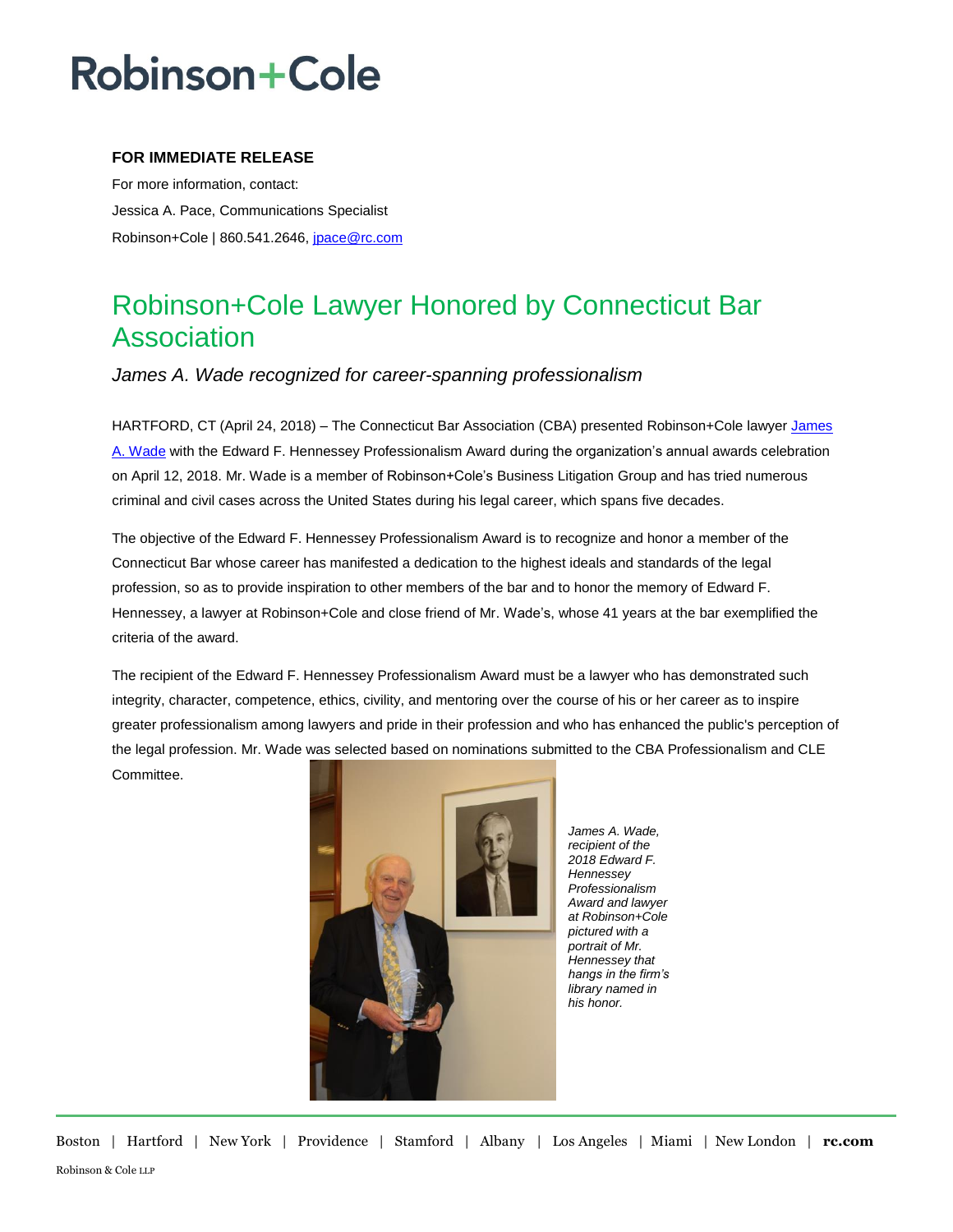# Robinson+Cole

**FOR IMMEDIATE RELEASE**

For more information, contact:

Jessica A. Pace, Communications Specialist

Robinson+Cole | 860.541.2646, [jpace@rc.com](mailto:jpace@rc.com)

## Robinson+Cole Lawyer Honored by Connecticut Bar Association

*James A. Wade recognized for career-spanning professionalism*

HARTFORD, CT (April 24, 2018) – The Connecticut Bar Association (CBA) presented Robinson+Cole lawyer [James A. Wade](#) with the Edward F. Hennessey Professionalism Award during the organization's annual awards celebration on April 12, 2018. Mr. Wade is a member of Robinson+Cole's Business Litigation Group and has tried numerous criminal and civil cases across the United States during his legal career, which spans five decades.

The objective of the Edward F. Hennessey Professionalism Award is to recognize and honor a member of the Connecticut Bar whose career has manifested a dedication to the highest ideals and standards of the legal profession, so as to provide inspiration to other members of the bar and to honor the memory of Edward F. Hennessey, a lawyer at Robinson+Cole and close friend of Mr. Wade's, whose 41 years at the bar exemplified the criteria of the award.

The recipient of the Edward F. Hennessey Professionalism Award must be a lawyer who has demonstrated such integrity, character, competence, ethics, civility, and mentoring over the course of his or her career as to inspire greater professionalism among lawyers and pride in their profession and who has enhanced the public's perception of the legal profession. Mr. Wade was selected based on nominations submitted to the CBA Professionalism and CLE Committee.

*James A. Wade, recipient of the 2018 Edward F. Hennessey Professionalism Award and lawyer at Robinson+Cole pictured with a portrait of Mr. Hennessey that hangs in the firm's library named in his honor.*

Boston | Hartford | New York | Providence | Stamford | Albany | Los Angeles | Miami | New London | **rc.com**

Robinson & Cole LLP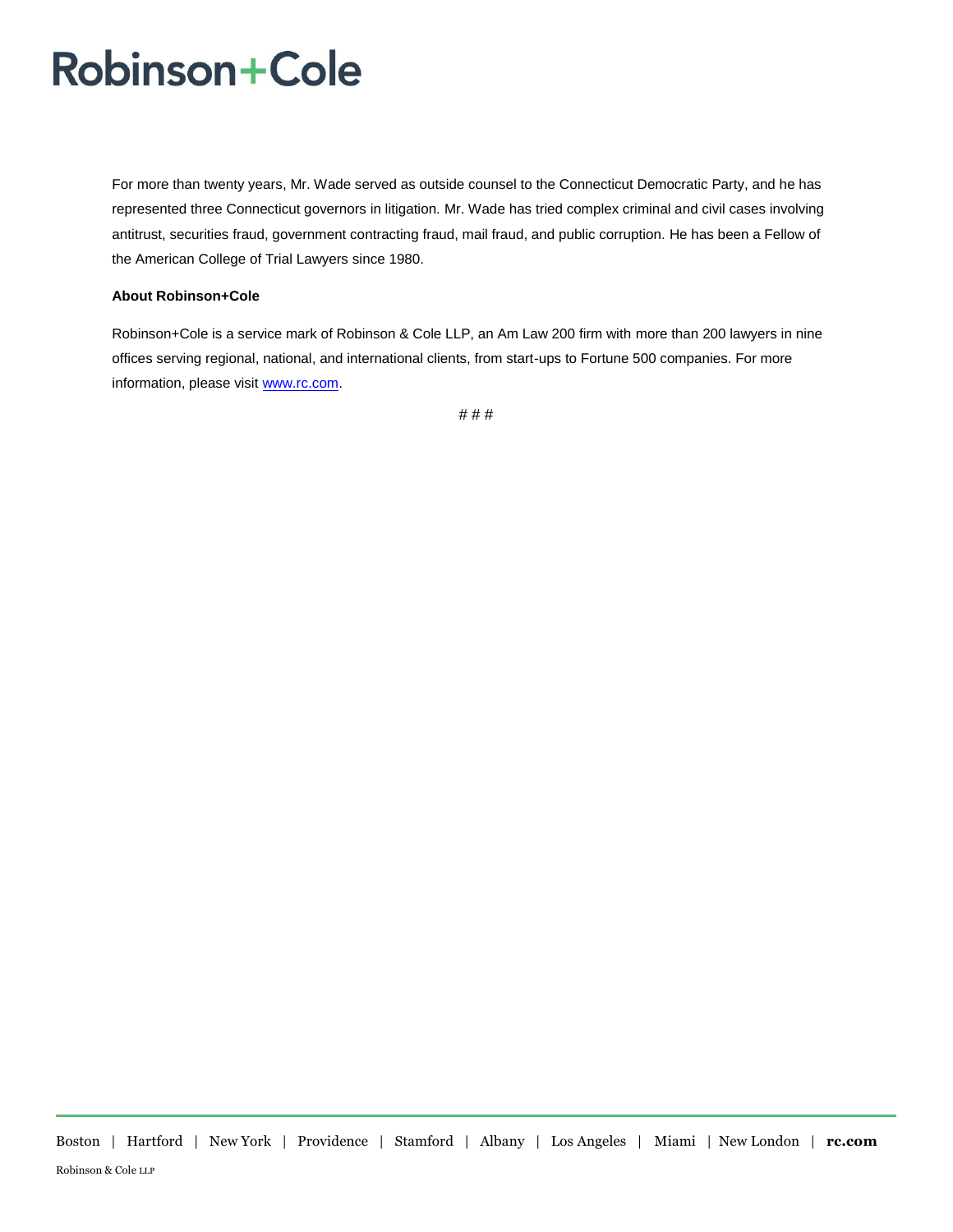For more than twenty years, Mr. Wade served as outside counsel to the Connecticut Democratic Party, and he has represented three Connecticut governors in litigation. Mr. Wade has tried complex criminal and civil cases involving antitrust, securities fraud, government contracting fraud, mail fraud, and public corruption. He has been a Fellow of the American College of Trial Lawyers since 1980.

**About Robinson+Cole**

Robinson+Cole is a service mark of Robinson & Cole LLP, an Am Law 200 firm with more than 200 lawyers in nine offices serving regional, national, and international clients, from start-ups to Fortune 500 companies. For more information, please visit [www.rc.com](http://www.rc.com).

# # #